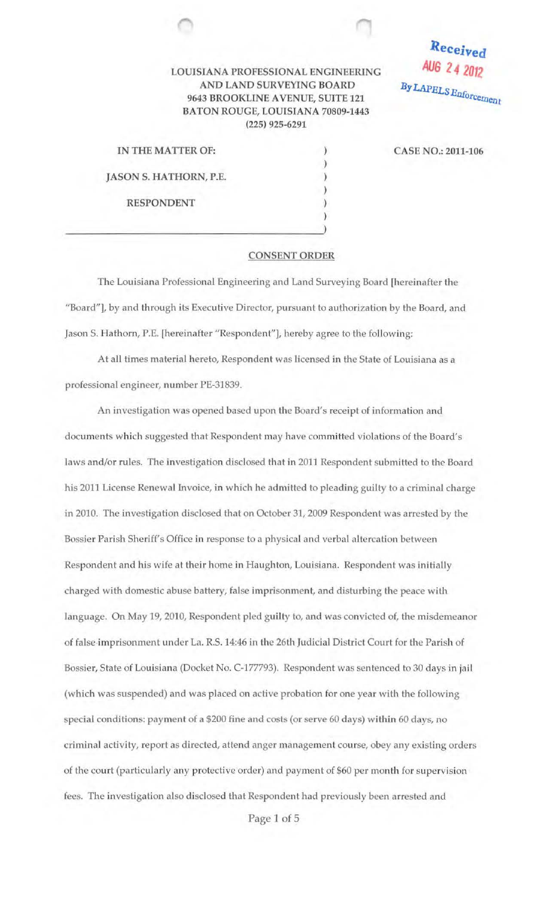Received
AUG 24 2012
By LAPELS Enforcement

LOUISIANA PROFESSIONAL ENGINEERING
AND LAND SURVEYING BOARD
9643 BROOKLINE AVENUE, SUITE 121
BATON ROUGE, LOUISIANA 70809-1443
(225) 925-6291

IN THE MATTER OF:

JASON S. HATHORN, P.E.

RESPONDENT

CASE NO.: 2011-106

## CONSENT ORDER

The Louisiana Professional Engineering and Land Surveying Board [hereinafter the "Board"], by and through its Executive Director, pursuant to authorization by the Board, and Jason S. Hathorn, P.E. [hereinafter "Respondent"], hereby agree to the following:

At all times material hereto, Respondent was licensed in the State of Louisiana as a professional engineer, number PE-31839.

An investigation was opened based upon the Board's receipt of information and documents which suggested that Respondent may have committed violations of the Board's laws and/or rules. The investigation disclosed that in 2011 Respondent submitted to the Board his 2011 License Renewal Invoice, in which he admitted to pleading guilty to a criminal charge in 2010. The investigation disclosed that on October 31, 2009 Respondent was arrested by the Bossier Parish Sheriff's Office in response to a physical and verbal altercation between Respondent and his wife at their home in Haughton, Louisiana. Respondent was initially charged with domestic abuse battery, false imprisonment, and disturbing the peace with language. On May 19, 2010, Respondent pled guilty to, and was convicted of, the misdemeanor of false imprisonment under La. R.S. 14:46 in the 26th Judicial District Court for the Parish of Bossier, State of Louisiana (Docket No. C-177793). Respondent was sentenced to 30 days in jail (which was suspended) and was placed on active probation for one year with the following special conditions: payment of a $200 fine and costs (or serve 60 days) within 60 days, no criminal activity, report as directed, attend anger management course, obey any existing orders of the court (particularly any protective order) and payment of $60 per month for supervision fees. The investigation also disclosed that Respondent had previously been arrested and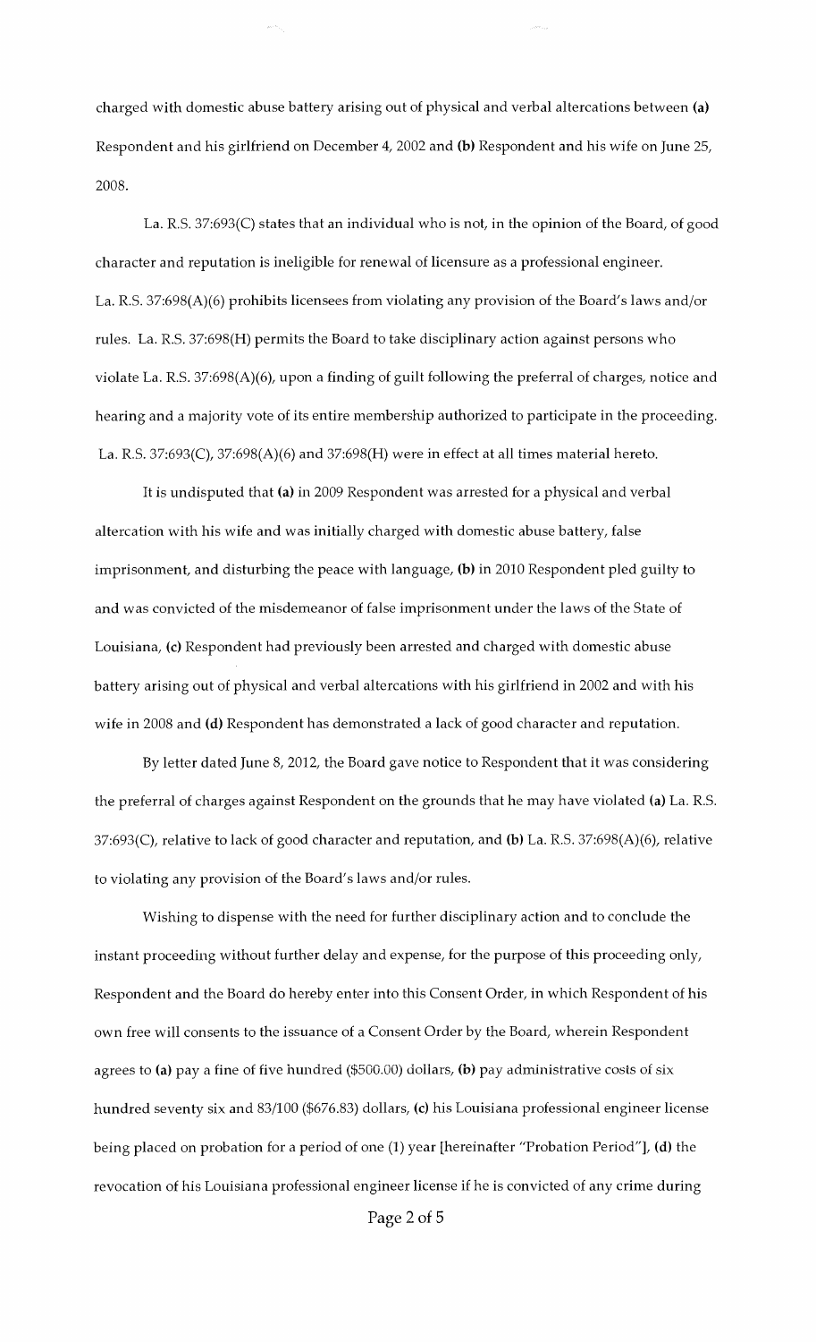charged with domestic abuse battery arising out of physical and verbal altercations between **(a)** Respondent and his girlfriend on December 4, 2002 and **(b)** Respondent and his wife on June 25, 2008.

La. R.S. 37:693(C) states that an individual who is not, in the opinion of the Board, of good character and reputation is ineligible for renewal of licensure as a professional engineer. La. R.S. 37:698(A)(6) prohibits licensees from violating any provision of the Board's laws and/or rules. La. R.S. 37:698(H) permits the Board to take disciplinary action against persons who violate La. R.S. 37:698(A)(6), upon a finding of guilt following the preferral of charges, notice and hearing and a majority vote of its entire membership authorized to participate in the proceeding. La. R.S. 37:693(C), 37:698(A)(6) and 37:698(H) were in effect at all times material hereto.

It is undisputed that **(a)** in 2009 Respondent was arrested for a physical and verbal altercation with his wife and was initially charged with domestic abuse battery, false imprisonment, and disturbing the peace with language, **(b)** in 2010 Respondent pled guilty to and was convicted of the misdemeanor of false imprisonment under the laws of the State of Louisiana, **(c)** Respondent had previously been arrested and charged with domestic abuse battery arising out of physical and verbal altercations with his girlfriend in 2002 and with his wife in 2008 and **(d)** Respondent has demonstrated a lack of good character and reputation.

By letter dated June 8, 2012, the Board gave notice to Respondent that it was considering the preferral of charges against Respondent on the grounds that he may have violated **(a)** La. R.S. 37:693(C), relative to lack of good character and reputation, and **(b)** La. R.S. 37:698(A)(6), relative to violating any provision of the Board's laws and/or rules.

Wishing to dispense with the need for further disciplinary action and to conclude the instant proceeding without further delay and expense, for the purpose of this proceeding only, Respondent and the Board do hereby enter into this Consent Order, in which Respondent of his own free will consents to the issuance of a Consent Order by the Board, wherein Respondent agrees to **(a)** pay a fine of five hundred ($500.00) dollars, **(b)** pay administrative costs of six hundred seventy six and 83/100 ($676.83) dollars, **(c)** his Louisiana professional engineer license being placed on probation for a period of one (1) year [hereinafter "Probation Period"], **(d)** the revocation of his Louisiana professional engineer license if he is convicted of any crime during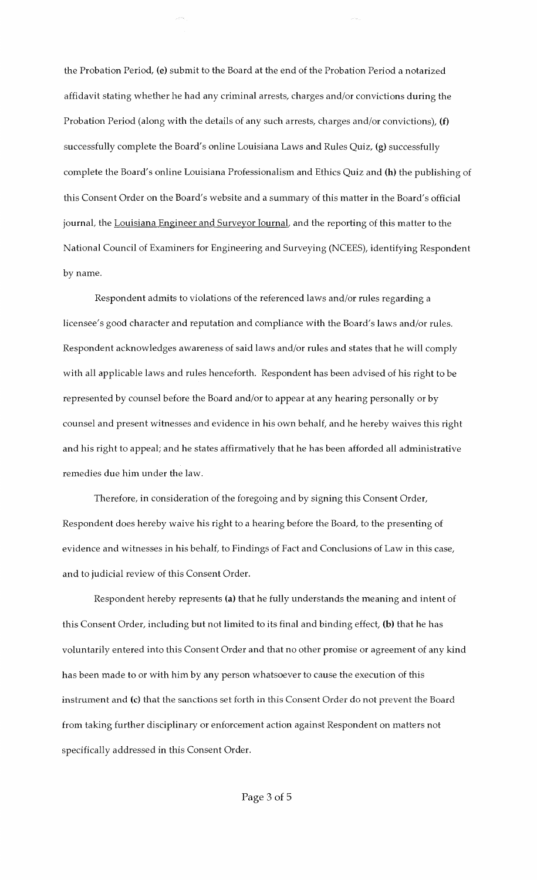the Probation Period, **(e)** submit to the Board at the end of the Probation Period a notarized affidavit stating whether he had any criminal arrests, charges and/or convictions during the Probation Period (along with the details of any such arrests, charges and/or convictions), **(f)** successfully complete the Board's online Louisiana Laws and Rules Quiz, **(g)** successfully complete the Board's online Louisiana Professionalism and Ethics Quiz and **(h)** the publishing of this Consent Order on the Board's website and a summary of this matter in the Board's official journal, the Louisiana Engineer and Surveyor Journal, and the reporting of this matter to the National Council of Examiners for Engineering and Surveying (NCEES), identifying Respondent by name.

Respondent admits to violations of the referenced laws and/or rules regarding a licensee's good character and reputation and compliance with the Board's laws and/or rules. Respondent acknowledges awareness of said laws and/or rules and states that he will comply with all applicable laws and rules henceforth. Respondent has been advised of his right to be represented by counsel before the Board and/or to appear at any hearing personally or by counsel and present witnesses and evidence in his own behalf, and he hereby waives this right and his right to appeal; and he states affirmatively that he has been afforded all administrative remedies due him under the law.

Therefore, in consideration of the foregoing and by signing this Consent Order, Respondent does hereby waive his right to a hearing before the Board, to the presenting of evidence and witnesses in his behalf, to Findings of Fact and Conclusions of Law in this case, and to judicial review of this Consent Order.

Respondent hereby represents **(a)** that he fully understands the meaning and intent of this Consent Order, including but not limited to its final and binding effect, **(b)** that he has voluntarily entered into this Consent Order and that no other promise or agreement of any kind has been made to or with him by any person whatsoever to cause the execution of this instrument and **(c)** that the sanctions set forth in this Consent Order do not prevent the Board from taking further disciplinary or enforcement action against Respondent on matters not specifically addressed in this Consent Order.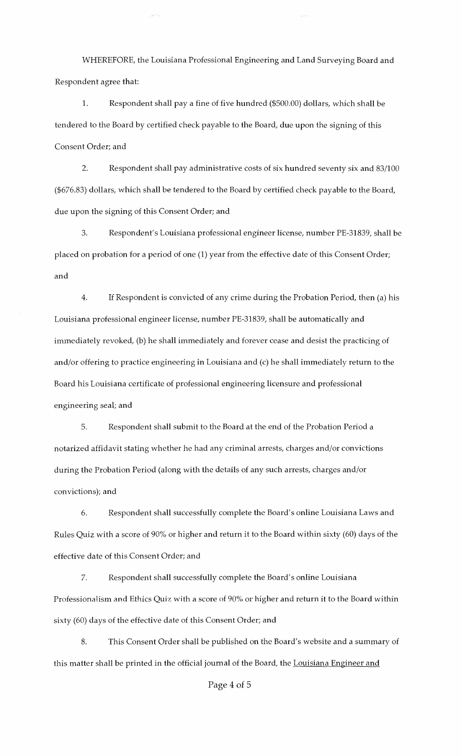WHEREFORE, the Louisiana Professional Engineering and Land Surveying Board and Respondent agree that:

1. Respondent shall pay a fine of five hundred ($500.00) dollars, which shall be tendered to the Board by certified check payable to the Board, due upon the signing of this Consent Order; and

2. Respondent shall pay administrative costs of six hundred seventy six and 83/100 ($676.83) dollars, which shall be tendered to the Board by certified check payable to the Board, due upon the signing of this Consent Order; and

3. Respondent's Louisiana professional engineer license, number PE-31839, shall be placed on probation for a period of one (1) year from the effective date of this Consent Order; and

4. If Respondent is convicted of any crime during the Probation Period, then (a) his Louisiana professional engineer license, number PE-31839, shall be automatically and immediately revoked, (b) he shall immediately and forever cease and desist the practicing of and/or offering to practice engineering in Louisiana and (c) he shall immediately return to the Board his Louisiana certificate of professional engineering licensure and professional engineering seal; and

5. Respondent shall submit to the Board at the end of the Probation Period a notarized affidavit stating whether he had any criminal arrests, charges and/or convictions during the Probation Period (along with the details of any such arrests, charges and/or convictions); and

6. Respondent shall successfully complete the Board's online Louisiana Laws and Rules Quiz with a score of 90% or higher and return it to the Board within sixty (60) days of the effective date of this Consent Order; and

7. Respondent shall successfully complete the Board's online Louisiana Professionalism and Ethics Quiz with a score of 90% or higher and return it to the Board within sixty (60) days of the effective date of this Consent Order; and

8. This Consent Order shall be published on the Board's website and a summary of this matter shall be printed in the official journal of the Board, the Louisiana Engineer and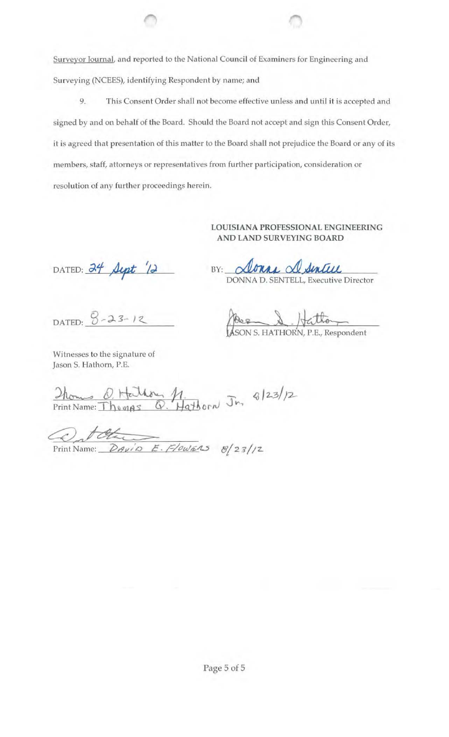Surveyor Journal, and reported to the National Council of Examiners for Engineering and Surveying (NCEES), identifying Respondent by name; and

9. This Consent Order shall not become effective unless and until it is accepted and signed by and on behalf of the Board. Should the Board not accept and sign this Consent Order, it is agreed that presentation of this matter to the Board shall not prejudice the Board or any of its members, staff, attorneys or representatives from further participation, consideration or resolution of any further proceedings herein.

**LOUISIANA PROFESSIONAL ENGINEERING AND LAND SURVEYING BOARD**

DATED: 24 Sept '12

BY: Donna D. Sentell
DONNA D. SENTELL, Executive Director

DATED: 8-23-12

Jason S. Hathorn
JASON S. HATHORN, P.E., Respondent

Witnesses to the signature of
Jason S. Hathorn, P.E.

Thomas Q. Hathorn Jr.
Print Name: Thomas Q. Hathorn Jr. 8/23/12

David E. Flowers
Print Name: DAVID E. FLOWERS 8/23/12